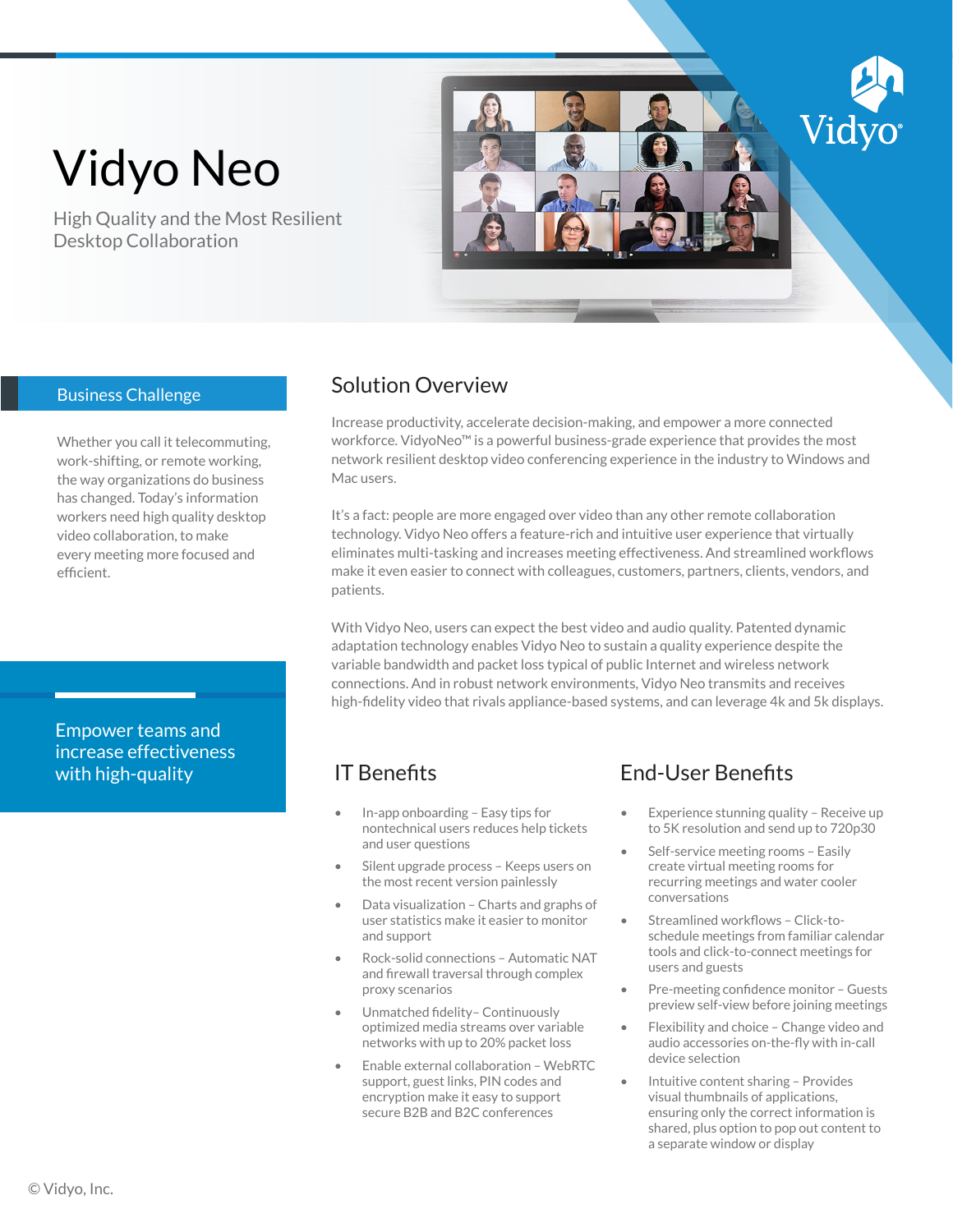# Vidyo Neo

High Quality and the Most Resilient Desktop Collaboration

## Business Challenge

Whether you call it telecommuting, work-shifting, or remote working, the way organizations do business has changed. Today's information workers need high quality desktop video collaboration, to make every meeting more focused and efficient.

**Empower teams and increase effectiveness with high-quality**

## Solution Overview

Increase productivity, accelerate decision-making, and empower a more connected workforce. VidyoNeo™ is a powerful business-grade experience that provides the most network resilient desktop video conferencing experience in the industry to Windows and Mac users.

It's a fact: people are more engaged over video than any other remote collaboration technology. Vidyo Neo offers a feature-rich and intuitive user experience that virtually eliminates multi-tasking and increases meeting effectiveness. And streamlined workflows make it even easier to connect with colleagues, customers, partners, clients, vendors, and patients.

With Vidyo Neo, users can expect the best video and audio quality. Patented dynamic adaptation technology enables Vidyo Neo to sustain a quality experience despite the variable bandwidth and packet loss typical of public Internet and wireless network connections. And in robust network environments, Vidyo Neo transmits and receives high-fidelity video that rivals appliance-based systems, and can leverage 4k and 5k displays.

## IT Benefits

- In-app onboarding – Easy tips for nontechnical users reduces help tickets and user questions
- Silent upgrade process – Keeps users on the most recent version painlessly
- Data visualization – Charts and graphs of user statistics make it easier to monitor and support
- Rock-solid connections – Automatic NAT and firewall traversal through complex proxy scenarios
- Unmatched fidelity– Continuously optimized media streams over variable networks with up to 20% packet loss
- Enable external collaboration – WebRTC support, guest links, PIN codes and encryption make it easy to support secure B2B and B2C conferences

## End-User Benefits

- Experience stunning quality – Receive up to 5K resolution and send up to 720p30
- Self-service meeting rooms – Easily create virtual meeting rooms for recurring meetings and water cooler conversations
- Streamlined workflows – Click-to-schedule meetings from familiar calendar tools and click-to-connect meetings for users and guests
- Pre-meeting confidence monitor – Guests preview self-view before joining meetings
- Flexibility and choice – Change video and audio accessories on-the-fly with in-call device selection
- Intuitive content sharing – Provides visual thumbnails of applications, ensuring only the correct information is shared, plus option to pop out content to a separate window or display

© Vidyo, Inc.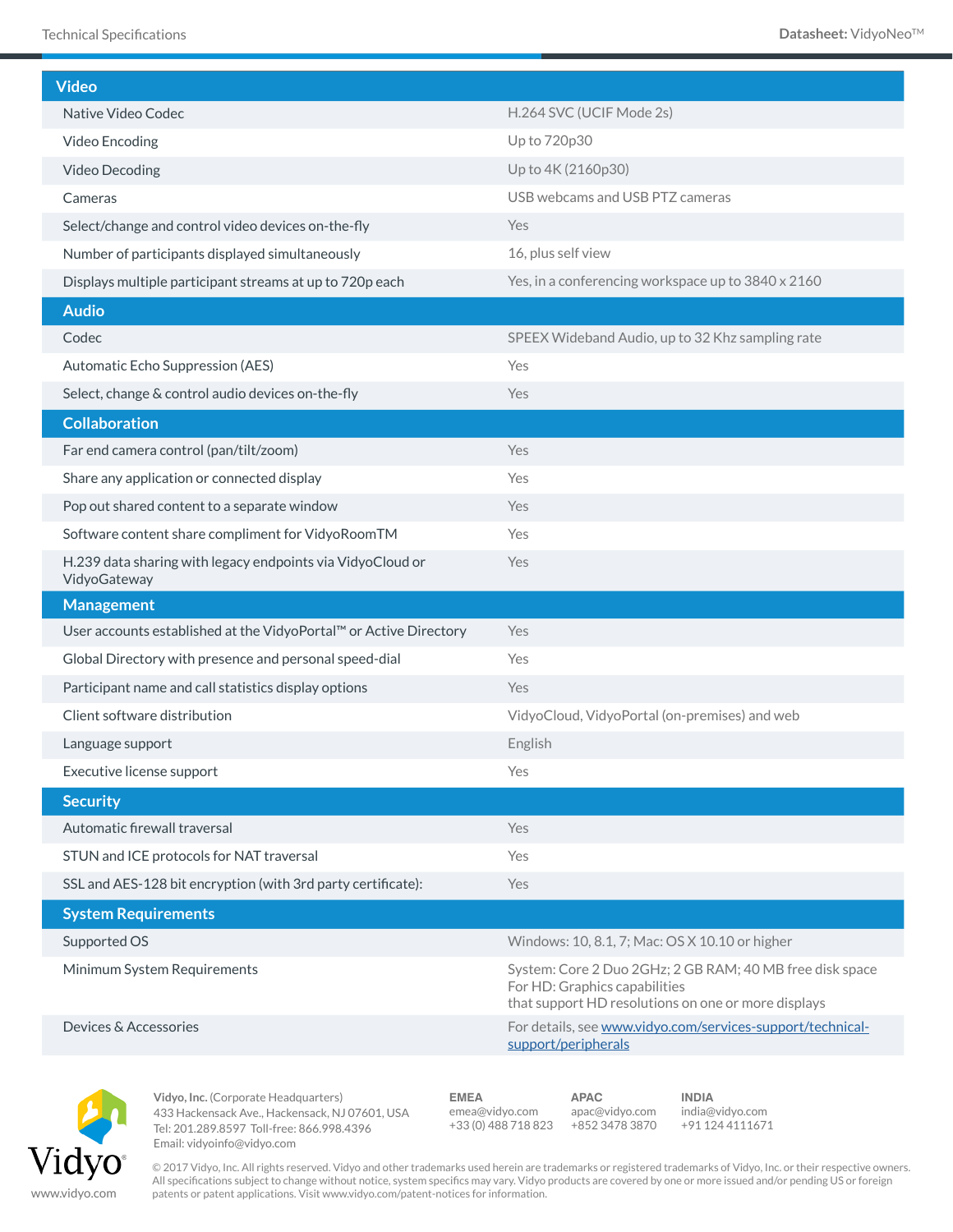| | |
|---|---|
| **Video** | |
| Native Video Codec | H.264 SVC (UCIF Mode 2s) |
| Video Encoding | Up to 720p30 |
| Video Decoding | Up to 4K (2160p30) |
| Cameras | USB webcams and USB PTZ cameras |
| Select/change and control video devices on-the-fly | Yes |
| Number of participants displayed simultaneously | 16, plus self view |
| Displays multiple participant streams at up to 720p each | Yes, in a conferencing workspace up to 3840 x 2160 |
| **Audio** | |
| Codec | SPEEX Wideband Audio, up to 32 Khz sampling rate |
| Automatic Echo Suppression (AES) | Yes |
| Select, change & control audio devices on-the-fly | Yes |
| **Collaboration** | |
| Far end camera control (pan/tilt/zoom) | Yes |
| Share any application or connected display | Yes |
| Pop out shared content to a separate window | Yes |
| Software content share compliment for VidyoRoomTM | Yes |
| H.239 data sharing with legacy endpoints via VidyoCloud or VidyoGateway | Yes |
| **Management** | |
| User accounts established at the VidyoPortal™ or Active Directory | Yes |
| Global Directory with presence and personal speed-dial | Yes |
| Participant name and call statistics display options | Yes |
| Client software distribution | VidyoCloud, VidyoPortal (on-premises) and web |
| Language support | English |
| Executive license support | Yes |
| **Security** | |
| Automatic firewall traversal | Yes |
| STUN and ICE protocols for NAT traversal | Yes |
| SSL and AES-128 bit encryption (with 3rd party certificate): | Yes |
| **System Requirements** | |
| Supported OS | Windows: 10, 8.1, 7; Mac: OS X 10.10 or higher |
| Minimum System Requirements | System: Core 2 Duo 2GHz; 2 GB RAM; 40 MB free disk space<br>For HD: Graphics capabilities<br>that support HD resolutions on one or more displays |
| Devices & Accessories | For details, see [www.vidyo.com/services-support/technical-support/peripherals](www.vidyo.com/services-support/technical-support/peripherals) |

Vidyo

www.vidyo.com

**Vidyo, Inc.** (Corporate Headquarters)
433 Hackensack Ave., Hackensack, NJ 07601, USA
Tel: 201.289.8597 Toll-free: 866.998.4396
Email: vidyoinfo@vidyo.com

**EMEA**
emea@vidyo.com
+33 (0) 488 718 823

**APAC**
apac@vidyo.com
+852 3478 3870

**INDIA**
india@vidyo.com
+91 124 4111671

© 2017 Vidyo, Inc. All rights reserved. Vidyo and other trademarks used herein are trademarks or registered trademarks of Vidyo, Inc. or their respective owners. All specifications subject to change without notice, system specifics may vary. Vidyo products are covered by one or more issued and/or pending US or foreign patents or patent applications. Visit www.vidyo.com/patent-notices for information.